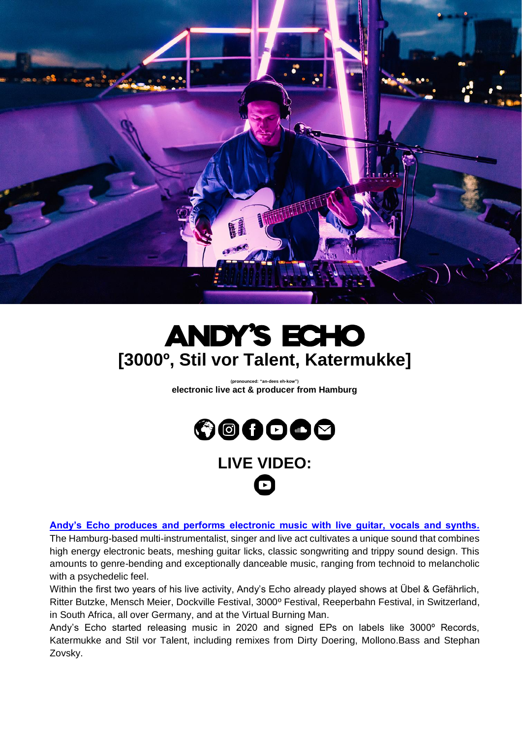# ANDY'S ECHO

## [3000º, Stil vor Talent, Katermukke]

(pronounced: "an-dees eh-kow")

**electronic live act & producer from Hamburg**

## LIVE VIDEO:

**Andy's Echo produces and performs electronic music with live guitar, vocals and synths.**
The Hamburg-based multi-instrumentalist, singer and live act cultivates a unique sound that combines high energy electronic beats, meshing guitar licks, classic songwriting and trippy sound design. This amounts to genre-bending and exceptionally danceable music, ranging from technoid to melancholic with a psychedelic feel.

Within the first two years of his live activity, Andy's Echo already played shows at Übel & Gefährlich, Ritter Butzke, Mensch Meier, Dockville Festival, 3000º Festival, Reeperbahn Festival, in Switzerland, in South Africa, all over Germany, and at the Virtual Burning Man.

Andy's Echo started releasing music in 2020 and signed EPs on labels like 3000º Records, Katermukke and Stil vor Talent, including remixes from Dirty Doering, Mollono.Bass and Stephan Zovsky.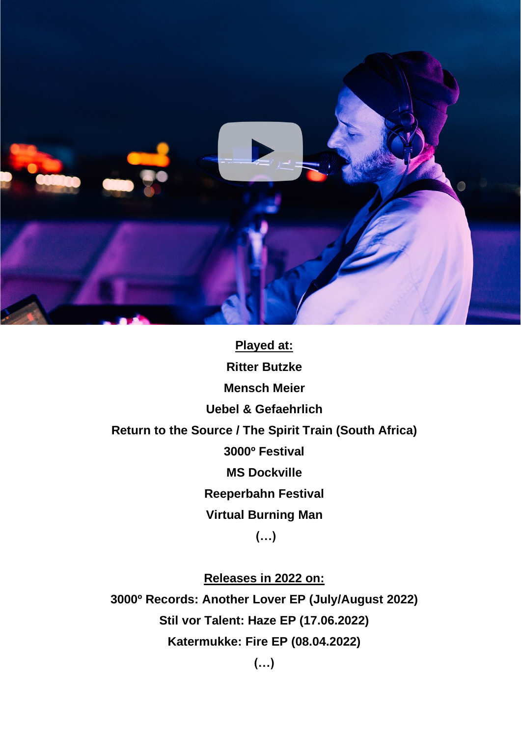**Played at:**

**Ritter Butzke**

**Mensch Meier**

**Uebel & Gefaehrlich**

**Return to the Source / The Spirit Train (South Africa)**

**3000º Festival**

**MS Dockville**

**Reeperbahn Festival**

**Virtual Burning Man**

**(…)**

**Releases in 2022 on:**

**3000º Records: Another Lover EP (July/August 2022)**

**Stil vor Talent: Haze EP (17.06.2022)**

**Katermukke: Fire EP (08.04.2022)**

**(…)**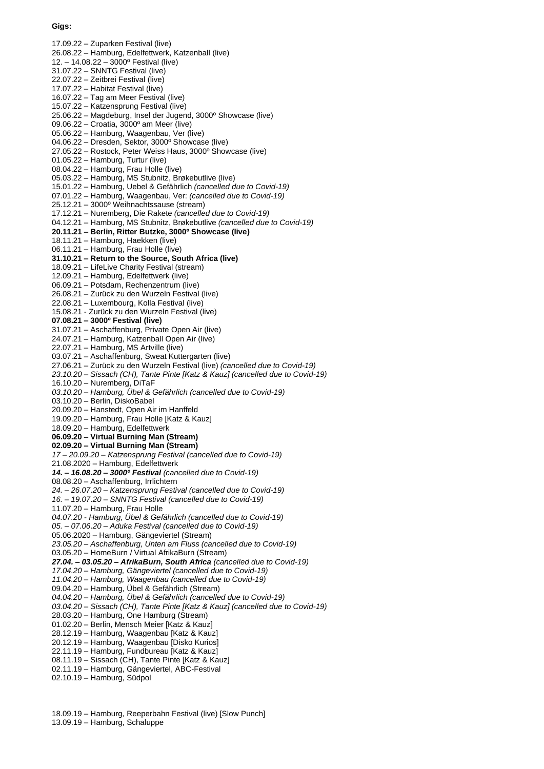**Gigs:**

17.09.22 – Zuparken Festival (live)
26.08.22 – Hamburg, Edelfettwerk, Katzenball (live)
12. – 14.08.22 – 3000º Festival (live)
31.07.22 – SNNTG Festival (live)
22.07.22 – Zeitbrei Festival (live)
17.07.22 – Habitat Festival (live)
16.07.22 – Tag am Meer Festival (live)
15.07.22 – Katzensprung Festival (live)
25.06.22 – Magdeburg, Insel der Jugend, 3000º Showcase (live)
09.06.22 – Croatia, 3000º am Meer (live)
05.06.22 – Hamburg, Waagenbau, Ver (live)
04.06.22 – Dresden, Sektor, 3000º Showcase (live)
27.05.22 – Rostock, Peter Weiss Haus, 3000º Showcase (live)
01.05.22 – Hamburg, Turtur (live)
08.04.22 – Hamburg, Frau Holle (live)
05.03.22 – Hamburg, MS Stubnitz, Brøkebutlive (live)
15.01.22 – Hamburg, Uebel & Gefährlich *(cancelled due to Covid-19)*
07.01.22 – Hamburg, Waagenbau, Ver: *(cancelled due to Covid-19)*
25.12.21 – 3000º Weihnachtssause (stream)
17.12.21 – Nuremberg, Die Rakete *(cancelled due to Covid-19)*
04.12.21 – Hamburg, MS Stubnitz, Brøkebutlive *(cancelled due to Covid-19)*
**20.11.21 – Berlin, Ritter Butzke, 3000º Showcase (live)**
18.11.21 – Hamburg, Haekken (live)
06.11.21 – Hamburg, Frau Holle (live)
**31.10.21 – Return to the Source, South Africa (live)**
18.09.21 – LifeLive Charity Festival (stream)
12.09.21 – Hamburg, Edelfettwerk (live)
06.09.21 – Potsdam, Rechenzentrum (live)
26.08.21 – Zurück zu den Wurzeln Festival (live)
22.08.21 – Luxembourg, Kolla Festival (live)
15.08.21 - Zurück zu den Wurzeln Festival (live)
**07.08.21 – 3000º Festival (live)**
31.07.21 – Aschaffenburg, Private Open Air (live)
24.07.21 – Hamburg, Katzenball Open Air (live)
22.07.21 – Hamburg, MS Artville (live)
03.07.21 – Aschaffenburg, Sweat Kuttergarten (live)
27.06.21 – Zurück zu den Wurzeln Festival (live) *(cancelled due to Covid-19)*
*23.10.20 – Sissach (CH), Tante Pinte [Katz & Kauz] (cancelled due to Covid-19)*
16.10.20 – Nuremberg, DiTaF
*03.10.20 – Hamburg, Übel & Gefährlich (cancelled due to Covid-19)*
03.10.20 – Berlin, DiskoBabel
20.09.20 – Hanstedt, Open Air im Hanffeld
19.09.20 – Hamburg, Frau Holle [Katz & Kauz]
18.09.20 – Hamburg, Edelfettwerk
**06.09.20 – Virtual Burning Man (Stream)**
**02.09.20 – Virtual Burning Man (Stream)**
*17 – 20.09.20 – Katzensprung Festival (cancelled due to Covid-19)*
21.08.2020 – Hamburg, Edelfettwerk
***14. – 16.08.20 – 3000º Festival*** *(cancelled due to Covid-19)*
08.08.20 – Aschaffenburg, Irrlichtern
*24. – 26.07.20 – Katzensprung Festival (cancelled due to Covid-19)*
*16. – 19.07.20 – SNNTG Festival (cancelled due to Covid-19)*
11.07.20 – Hamburg, Frau Holle
*04.07.20 - Hamburg, Übel & Gefährlich (cancelled due to Covid-19)*
*05. – 07.06.20 – Aduka Festival (cancelled due to Covid-19)*
05.06.2020 – Hamburg, Gängeviertel (Stream)
*23.05.20 – Aschaffenburg, Unten am Fluss (cancelled due to Covid-19)*
03.05.20 – HomeBurn / Virtual AfrikaBurn (Stream)
***27.04. – 03.05.20 – AfrikaBurn, South Africa*** *(cancelled due to Covid-19)*
*17.04.20 – Hamburg, Gängeviertel (cancelled due to Covid-19)*
*11.04.20 – Hamburg, Waagenbau (cancelled due to Covid-19)*
09.04.20 – Hamburg, Übel & Gefährlich (Stream)
*04.04.20 – Hamburg, Übel & Gefährlich (cancelled due to Covid-19)*
*03.04.20 – Sissach (CH), Tante Pinte [Katz & Kauz] (cancelled due to Covid-19)*
28.03.20 – Hamburg, One Hamburg (Stream)
01.02.20 – Berlin, Mensch Meier [Katz & Kauz]
28.12.19 – Hamburg, Waagenbau [Katz & Kauz]
20.12.19 – Hamburg, Waagenbau [Disko Kurios]
22.11.19 – Hamburg, Fundbureau [Katz & Kauz]
08.11.19 – Sissach (CH), Tante Pinte [Katz & Kauz]
02.11.19 – Hamburg, Gängeviertel, ABC-Festival
02.10.19 – Hamburg, Südpol

18.09.19 – Hamburg, Reeperbahn Festival (live) [Slow Punch]
13.09.19 – Hamburg, Schaluppe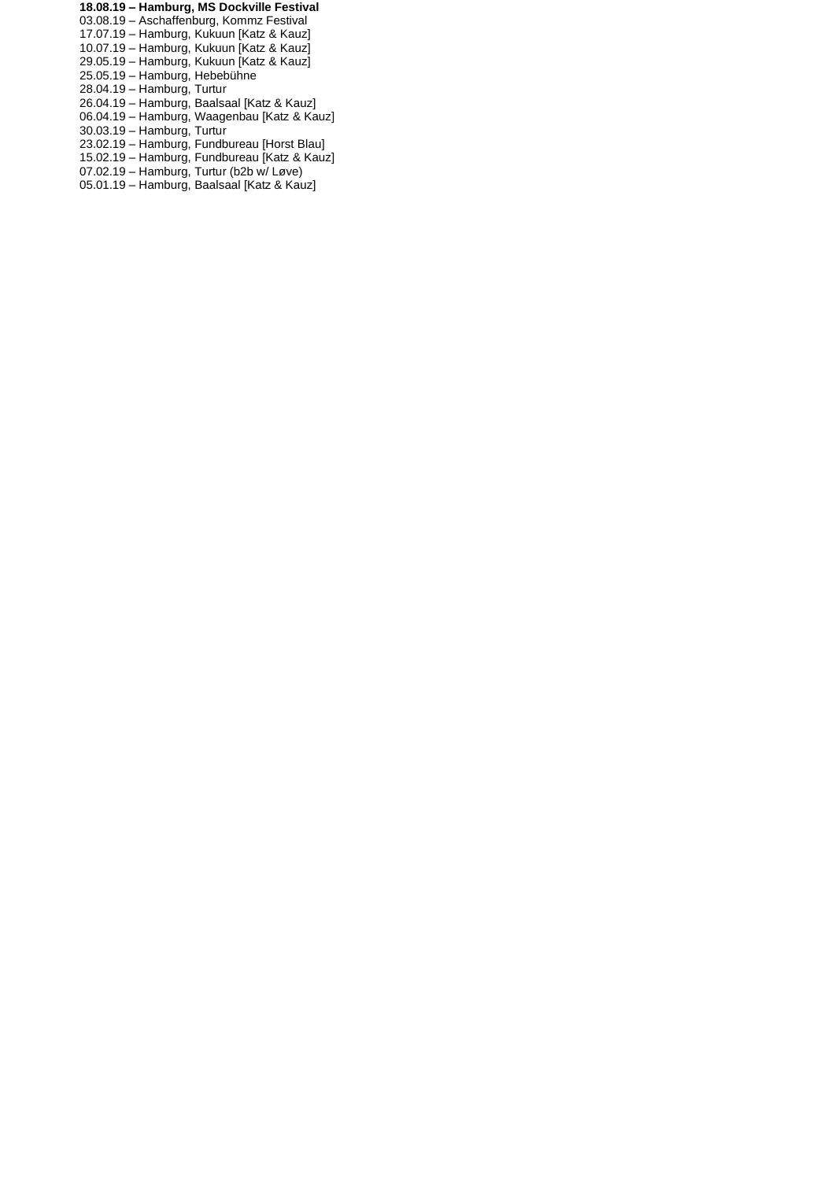**18.08.19 – Hamburg, MS Dockville Festival**
03.08.19 – Aschaffenburg, Kommz Festival
17.07.19 – Hamburg, Kukuun [Katz & Kauz]
10.07.19 – Hamburg, Kukuun [Katz & Kauz]
29.05.19 – Hamburg, Kukuun [Katz & Kauz]
25.05.19 – Hamburg, Hebebühne
28.04.19 – Hamburg, Turtur
26.04.19 – Hamburg, Baalsaal [Katz & Kauz]
06.04.19 – Hamburg, Waagenbau [Katz & Kauz]
30.03.19 – Hamburg, Turtur
23.02.19 – Hamburg, Fundbureau [Horst Blau]
15.02.19 – Hamburg, Fundbureau [Katz & Kauz]
07.02.19 – Hamburg, Turtur (b2b w/ Løve)
05.01.19 – Hamburg, Baalsaal [Katz & Kauz]